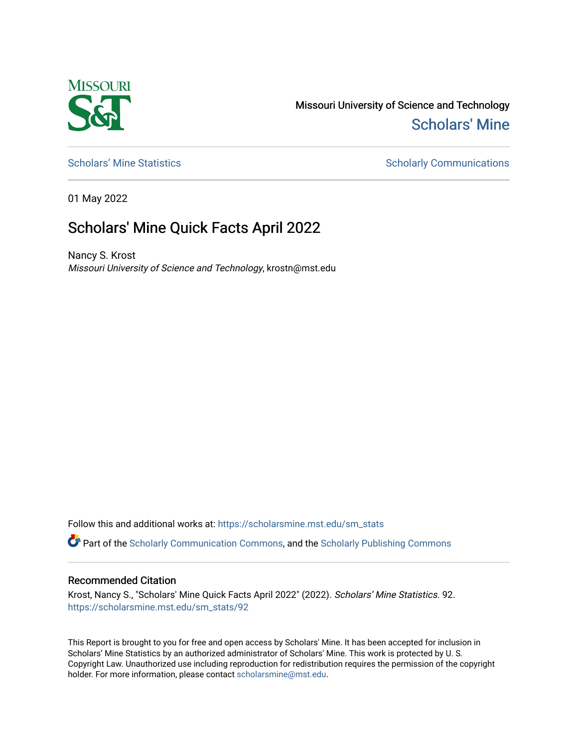Missouri University of Science and Technology

Scholars' Mine

Scholars' Mine Statistics | Scholarly Communications

01 May 2022

# Scholars' Mine Quick Facts April 2022

Nancy S. Krost
*Missouri University of Science and Technology*, krostn@mst.edu

Follow this and additional works at: https://scholarsmine.mst.edu/sm_stats

Part of the Scholarly Communication Commons, and the Scholarly Publishing Commons

## Recommended Citation

Krost, Nancy S., "Scholars' Mine Quick Facts April 2022" (2022). *Scholars' Mine Statistics*. 92.
https://scholarsmine.mst.edu/sm_stats/92

This Report is brought to you for free and open access by Scholars' Mine. It has been accepted for inclusion in Scholars' Mine Statistics by an authorized administrator of Scholars' Mine. This work is protected by U. S. Copyright Law. Unauthorized use including reproduction for redistribution requires the permission of the copyright holder. For more information, please contact scholarsmine@mst.edu.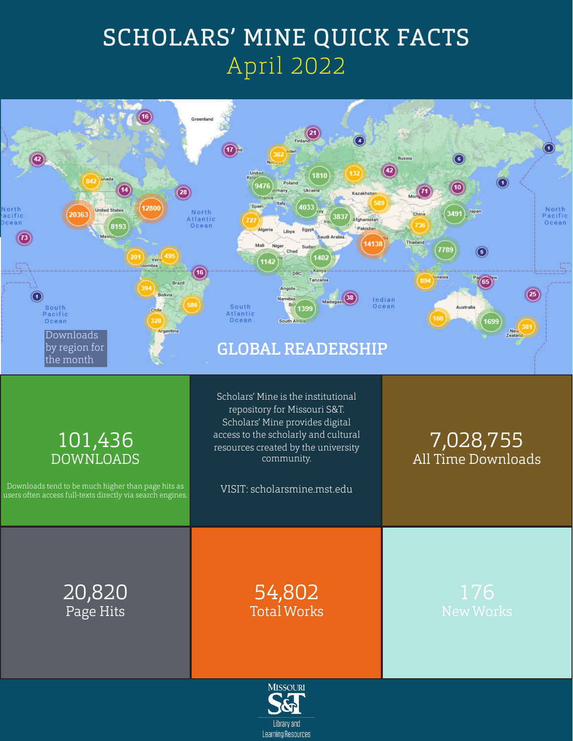# SCHOLARS' MINE QUICK FACTS

## April 2022

## GLOBAL READERSHIP

Downloads by region for the month

101,436
DOWNLOADS

Downloads tend to be much higher than page hits as users often access full-texts directly via search engines.

Scholars' Mine is the institutional repository for Missouri S&T. Scholars' Mine provides digital access to the scholarly and cultural resources created by the university community.

VISIT: scholarsmine.mst.edu

7,028,755
All Time Downloads

20,820
Page Hits

54,802
Total Works

176
New Works

Missouri S&T Library and Learning Resources